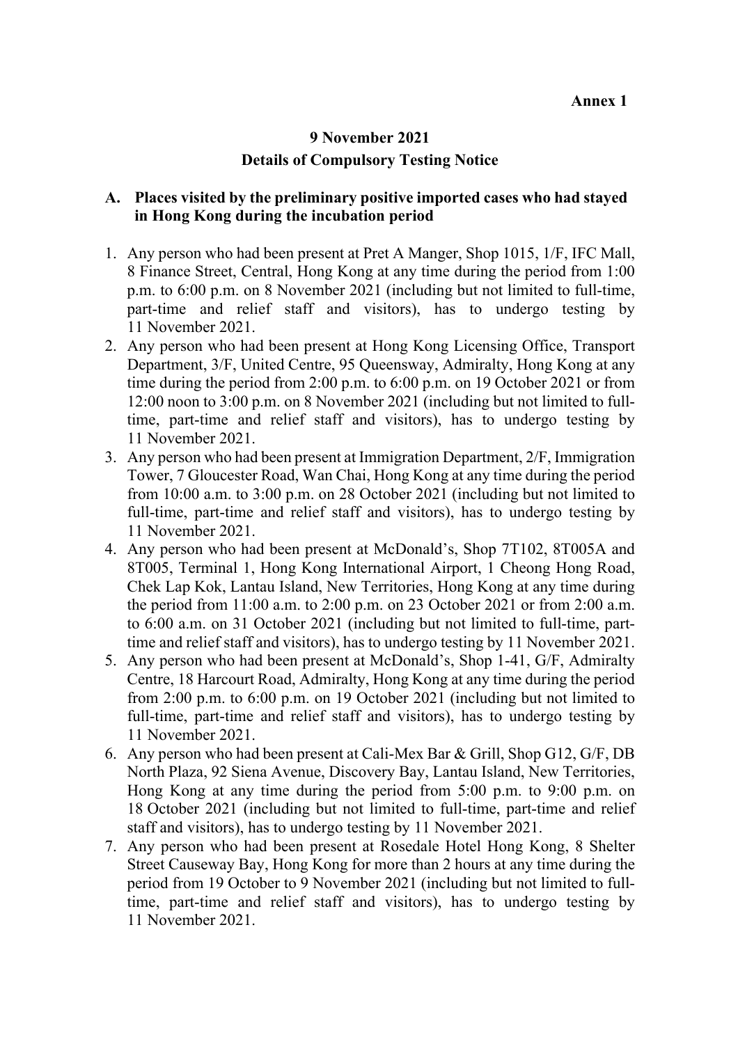**Annex 1**

**9 November 2021**

**Details of Compulsory Testing Notice**

**A. Places visited by the preliminary positive imported cases who had stayed in Hong Kong during the incubation period**

1. Any person who had been present at Pret A Manger, Shop 1015, 1/F, IFC Mall, 8 Finance Street, Central, Hong Kong at any time during the period from 1:00 p.m. to 6:00 p.m. on 8 November 2021 (including but not limited to full-time, part-time and relief staff and visitors), has to undergo testing by 11 November 2021.
2. Any person who had been present at Hong Kong Licensing Office, Transport Department, 3/F, United Centre, 95 Queensway, Admiralty, Hong Kong at any time during the period from 2:00 p.m. to 6:00 p.m. on 19 October 2021 or from 12:00 noon to 3:00 p.m. on 8 November 2021 (including but not limited to full-time, part-time and relief staff and visitors), has to undergo testing by 11 November 2021.
3. Any person who had been present at Immigration Department, 2/F, Immigration Tower, 7 Gloucester Road, Wan Chai, Hong Kong at any time during the period from 10:00 a.m. to 3:00 p.m. on 28 October 2021 (including but not limited to full-time, part-time and relief staff and visitors), has to undergo testing by 11 November 2021.
4. Any person who had been present at McDonald's, Shop 7T102, 8T005A and 8T005, Terminal 1, Hong Kong International Airport, 1 Cheong Hong Road, Chek Lap Kok, Lantau Island, New Territories, Hong Kong at any time during the period from 11:00 a.m. to 2:00 p.m. on 23 October 2021 or from 2:00 a.m. to 6:00 a.m. on 31 October 2021 (including but not limited to full-time, part-time and relief staff and visitors), has to undergo testing by 11 November 2021.
5. Any person who had been present at McDonald's, Shop 1-41, G/F, Admiralty Centre, 18 Harcourt Road, Admiralty, Hong Kong at any time during the period from 2:00 p.m. to 6:00 p.m. on 19 October 2021 (including but not limited to full-time, part-time and relief staff and visitors), has to undergo testing by 11 November 2021.
6. Any person who had been present at Cali-Mex Bar & Grill, Shop G12, G/F, DB North Plaza, 92 Siena Avenue, Discovery Bay, Lantau Island, New Territories, Hong Kong at any time during the period from 5:00 p.m. to 9:00 p.m. on 18 October 2021 (including but not limited to full-time, part-time and relief staff and visitors), has to undergo testing by 11 November 2021.
7. Any person who had been present at Rosedale Hotel Hong Kong, 8 Shelter Street Causeway Bay, Hong Kong for more than 2 hours at any time during the period from 19 October to 9 November 2021 (including but not limited to full-time, part-time and relief staff and visitors), has to undergo testing by 11 November 2021.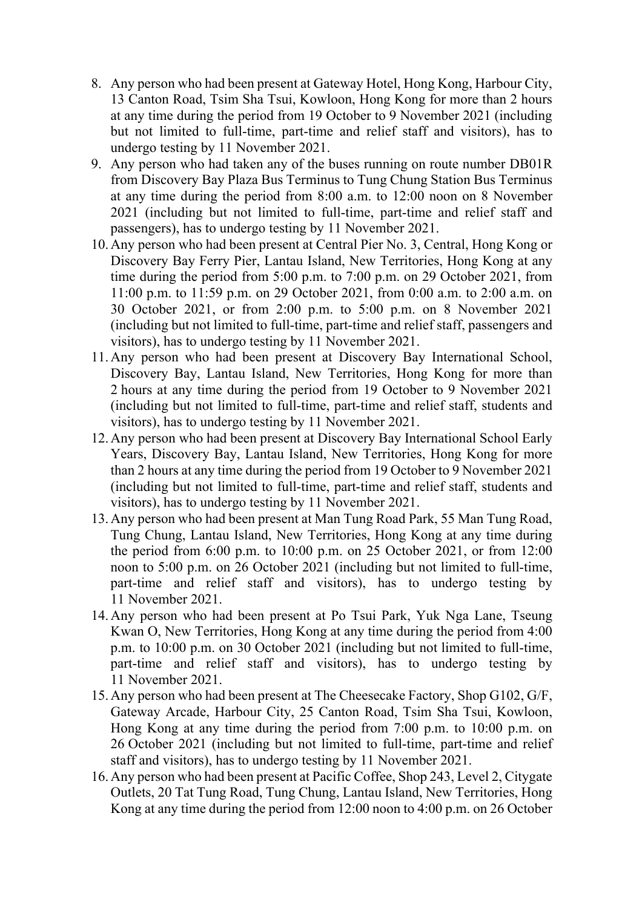8. Any person who had been present at Gateway Hotel, Hong Kong, Harbour City, 13 Canton Road, Tsim Sha Tsui, Kowloon, Hong Kong for more than 2 hours at any time during the period from 19 October to 9 November 2021 (including but not limited to full-time, part-time and relief staff and visitors), has to undergo testing by 11 November 2021.
9. Any person who had taken any of the buses running on route number DB01R from Discovery Bay Plaza Bus Terminus to Tung Chung Station Bus Terminus at any time during the period from 8:00 a.m. to 12:00 noon on 8 November 2021 (including but not limited to full-time, part-time and relief staff and passengers), has to undergo testing by 11 November 2021.
10. Any person who had been present at Central Pier No. 3, Central, Hong Kong or Discovery Bay Ferry Pier, Lantau Island, New Territories, Hong Kong at any time during the period from 5:00 p.m. to 7:00 p.m. on 29 October 2021, from 11:00 p.m. to 11:59 p.m. on 29 October 2021, from 0:00 a.m. to 2:00 a.m. on 30 October 2021, or from 2:00 p.m. to 5:00 p.m. on 8 November 2021 (including but not limited to full-time, part-time and relief staff, passengers and visitors), has to undergo testing by 11 November 2021.
11. Any person who had been present at Discovery Bay International School, Discovery Bay, Lantau Island, New Territories, Hong Kong for more than 2 hours at any time during the period from 19 October to 9 November 2021 (including but not limited to full-time, part-time and relief staff, students and visitors), has to undergo testing by 11 November 2021.
12. Any person who had been present at Discovery Bay International School Early Years, Discovery Bay, Lantau Island, New Territories, Hong Kong for more than 2 hours at any time during the period from 19 October to 9 November 2021 (including but not limited to full-time, part-time and relief staff, students and visitors), has to undergo testing by 11 November 2021.
13. Any person who had been present at Man Tung Road Park, 55 Man Tung Road, Tung Chung, Lantau Island, New Territories, Hong Kong at any time during the period from 6:00 p.m. to 10:00 p.m. on 25 October 2021, or from 12:00 noon to 5:00 p.m. on 26 October 2021 (including but not limited to full-time, part-time and relief staff and visitors), has to undergo testing by 11 November 2021.
14. Any person who had been present at Po Tsui Park, Yuk Nga Lane, Tseung Kwan O, New Territories, Hong Kong at any time during the period from 4:00 p.m. to 10:00 p.m. on 30 October 2021 (including but not limited to full-time, part-time and relief staff and visitors), has to undergo testing by 11 November 2021.
15. Any person who had been present at The Cheesecake Factory, Shop G102, G/F, Gateway Arcade, Harbour City, 25 Canton Road, Tsim Sha Tsui, Kowloon, Hong Kong at any time during the period from 7:00 p.m. to 10:00 p.m. on 26 October 2021 (including but not limited to full-time, part-time and relief staff and visitors), has to undergo testing by 11 November 2021.
16. Any person who had been present at Pacific Coffee, Shop 243, Level 2, Citygate Outlets, 20 Tat Tung Road, Tung Chung, Lantau Island, New Territories, Hong Kong at any time during the period from 12:00 noon to 4:00 p.m. on 26 October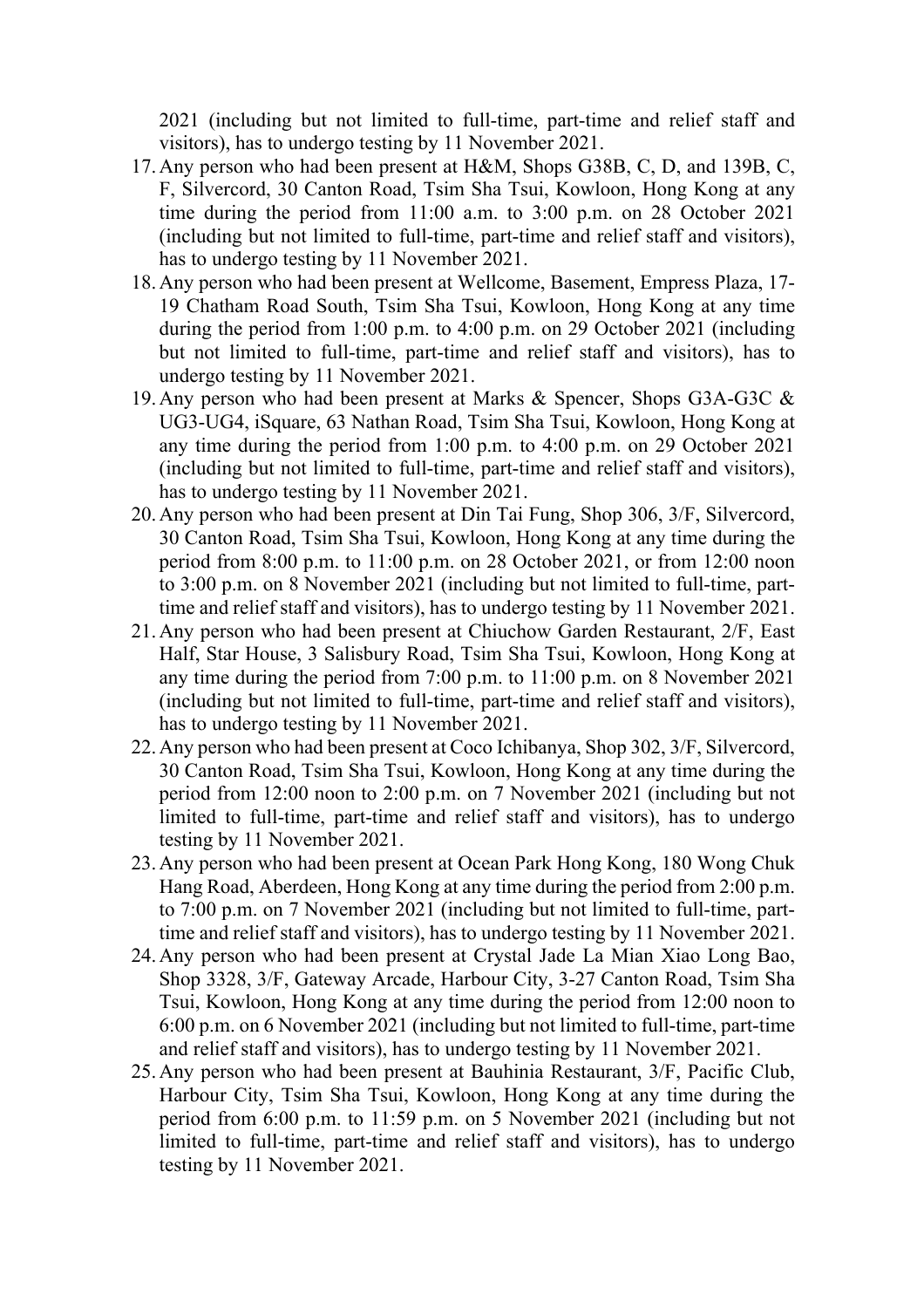2021 (including but not limited to full-time, part-time and relief staff and visitors), has to undergo testing by 11 November 2021.

17. Any person who had been present at H&M, Shops G38B, C, D, and 139B, C, F, Silvercord, 30 Canton Road, Tsim Sha Tsui, Kowloon, Hong Kong at any time during the period from 11:00 a.m. to 3:00 p.m. on 28 October 2021 (including but not limited to full-time, part-time and relief staff and visitors), has to undergo testing by 11 November 2021.
18. Any person who had been present at Wellcome, Basement, Empress Plaza, 17-19 Chatham Road South, Tsim Sha Tsui, Kowloon, Hong Kong at any time during the period from 1:00 p.m. to 4:00 p.m. on 29 October 2021 (including but not limited to full-time, part-time and relief staff and visitors), has to undergo testing by 11 November 2021.
19. Any person who had been present at Marks & Spencer, Shops G3A-G3C & UG3-UG4, iSquare, 63 Nathan Road, Tsim Sha Tsui, Kowloon, Hong Kong at any time during the period from 1:00 p.m. to 4:00 p.m. on 29 October 2021 (including but not limited to full-time, part-time and relief staff and visitors), has to undergo testing by 11 November 2021.
20. Any person who had been present at Din Tai Fung, Shop 306, 3/F, Silvercord, 30 Canton Road, Tsim Sha Tsui, Kowloon, Hong Kong at any time during the period from 8:00 p.m. to 11:00 p.m. on 28 October 2021, or from 12:00 noon to 3:00 p.m. on 8 November 2021 (including but not limited to full-time, part-time and relief staff and visitors), has to undergo testing by 11 November 2021.
21. Any person who had been present at Chiuchow Garden Restaurant, 2/F, East Half, Star House, 3 Salisbury Road, Tsim Sha Tsui, Kowloon, Hong Kong at any time during the period from 7:00 p.m. to 11:00 p.m. on 8 November 2021 (including but not limited to full-time, part-time and relief staff and visitors), has to undergo testing by 11 November 2021.
22. Any person who had been present at Coco Ichibanya, Shop 302, 3/F, Silvercord, 30 Canton Road, Tsim Sha Tsui, Kowloon, Hong Kong at any time during the period from 12:00 noon to 2:00 p.m. on 7 November 2021 (including but not limited to full-time, part-time and relief staff and visitors), has to undergo testing by 11 November 2021.
23. Any person who had been present at Ocean Park Hong Kong, 180 Wong Chuk Hang Road, Aberdeen, Hong Kong at any time during the period from 2:00 p.m. to 7:00 p.m. on 7 November 2021 (including but not limited to full-time, part-time and relief staff and visitors), has to undergo testing by 11 November 2021.
24. Any person who had been present at Crystal Jade La Mian Xiao Long Bao, Shop 3328, 3/F, Gateway Arcade, Harbour City, 3-27 Canton Road, Tsim Sha Tsui, Kowloon, Hong Kong at any time during the period from 12:00 noon to 6:00 p.m. on 6 November 2021 (including but not limited to full-time, part-time and relief staff and visitors), has to undergo testing by 11 November 2021.
25. Any person who had been present at Bauhinia Restaurant, 3/F, Pacific Club, Harbour City, Tsim Sha Tsui, Kowloon, Hong Kong at any time during the period from 6:00 p.m. to 11:59 p.m. on 5 November 2021 (including but not limited to full-time, part-time and relief staff and visitors), has to undergo testing by 11 November 2021.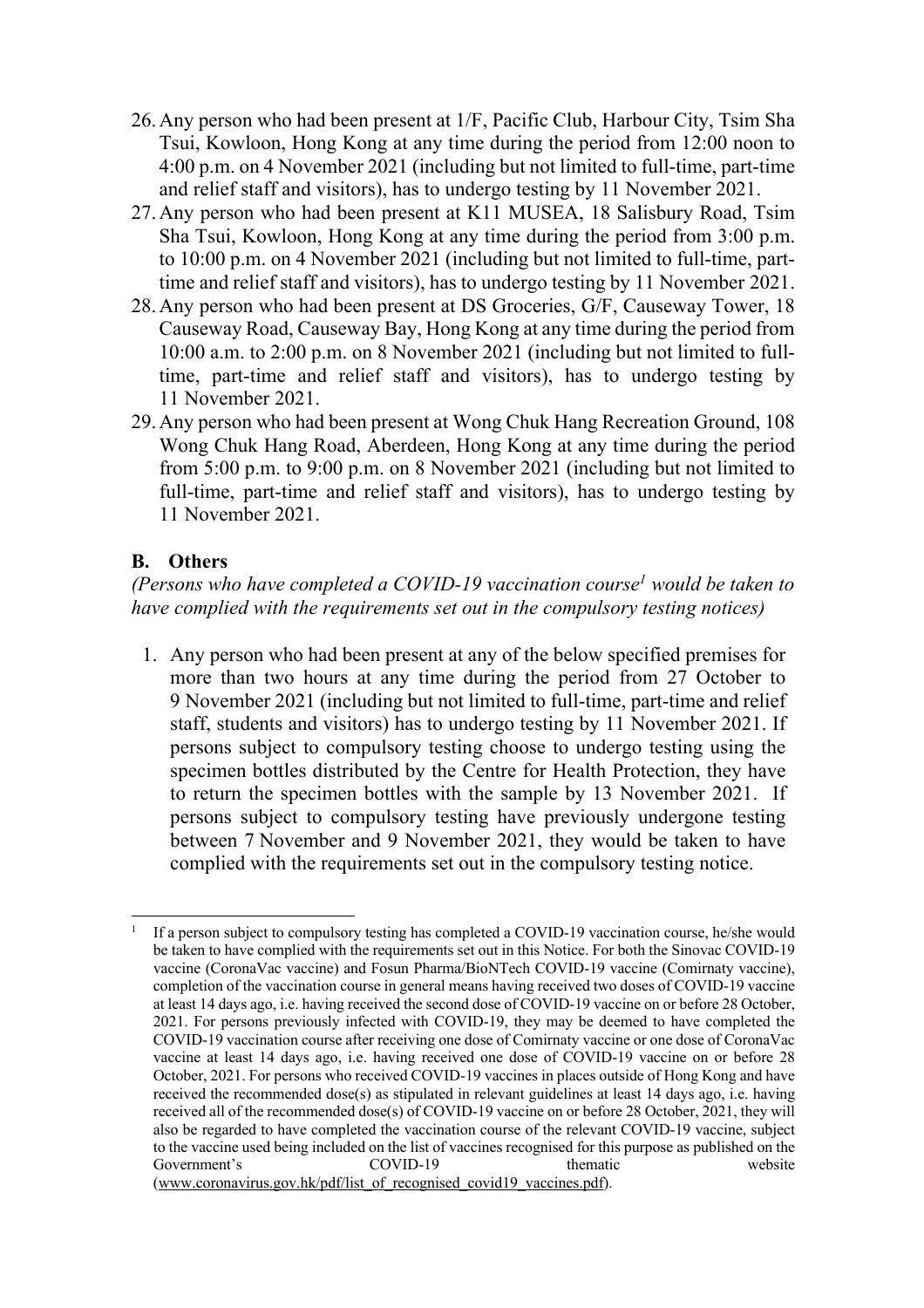26. Any person who had been present at 1/F, Pacific Club, Harbour City, Tsim Sha Tsui, Kowloon, Hong Kong at any time during the period from 12:00 noon to 4:00 p.m. on 4 November 2021 (including but not limited to full-time, part-time and relief staff and visitors), has to undergo testing by 11 November 2021.
27. Any person who had been present at K11 MUSEA, 18 Salisbury Road, Tsim Sha Tsui, Kowloon, Hong Kong at any time during the period from 3:00 p.m. to 10:00 p.m. on 4 November 2021 (including but not limited to full-time, part-time and relief staff and visitors), has to undergo testing by 11 November 2021.
28. Any person who had been present at DS Groceries, G/F, Causeway Tower, 18 Causeway Road, Causeway Bay, Hong Kong at any time during the period from 10:00 a.m. to 2:00 p.m. on 8 November 2021 (including but not limited to full-time, part-time and relief staff and visitors), has to undergo testing by 11 November 2021.
29. Any person who had been present at Wong Chuk Hang Recreation Ground, 108 Wong Chuk Hang Road, Aberdeen, Hong Kong at any time during the period from 5:00 p.m. to 9:00 p.m. on 8 November 2021 (including but not limited to full-time, part-time and relief staff and visitors), has to undergo testing by 11 November 2021.

## B. Others

*(Persons who have completed a COVID-19 vaccination course[1] would be taken to have complied with the requirements set out in the compulsory testing notices)*

1. Any person who had been present at any of the below specified premises for more than two hours at any time during the period from 27 October to 9 November 2021 (including but not limited to full-time, part-time and relief staff, students and visitors) has to undergo testing by 11 November 2021. If persons subject to compulsory testing choose to undergo testing using the specimen bottles distributed by the Centre for Health Protection, they have to return the specimen bottles with the sample by 13 November 2021. If persons subject to compulsory testing have previously undergone testing between 7 November and 9 November 2021, they would be taken to have complied with the requirements set out in the compulsory testing notice.

---

[1] If a person subject to compulsory testing has completed a COVID-19 vaccination course, he/she would be taken to have complied with the requirements set out in this Notice. For both the Sinovac COVID-19 vaccine (CoronaVac vaccine) and Fosun Pharma/BioNTech COVID-19 vaccine (Comirnaty vaccine), completion of the vaccination course in general means having received two doses of COVID-19 vaccine at least 14 days ago, i.e. having received the second dose of COVID-19 vaccine on or before 28 October, 2021. For persons previously infected with COVID-19, they may be deemed to have completed the COVID-19 vaccination course after receiving one dose of Comirnaty vaccine or one dose of CoronaVac vaccine at least 14 days ago, i.e. having received one dose of COVID-19 vaccine on or before 28 October, 2021. For persons who received COVID-19 vaccines in places outside of Hong Kong and have received the recommended dose(s) as stipulated in relevant guidelines at least 14 days ago, i.e. having received all of the recommended dose(s) of COVID-19 vaccine on or before 28 October, 2021, they will also be regarded to have completed the vaccination course of the relevant COVID-19 vaccine, subject to the vaccine used being included on the list of vaccines recognised for this purpose as published on the Government's COVID-19 thematic website (www.coronavirus.gov.hk/pdf/list_of_recognised_covid19_vaccines.pdf).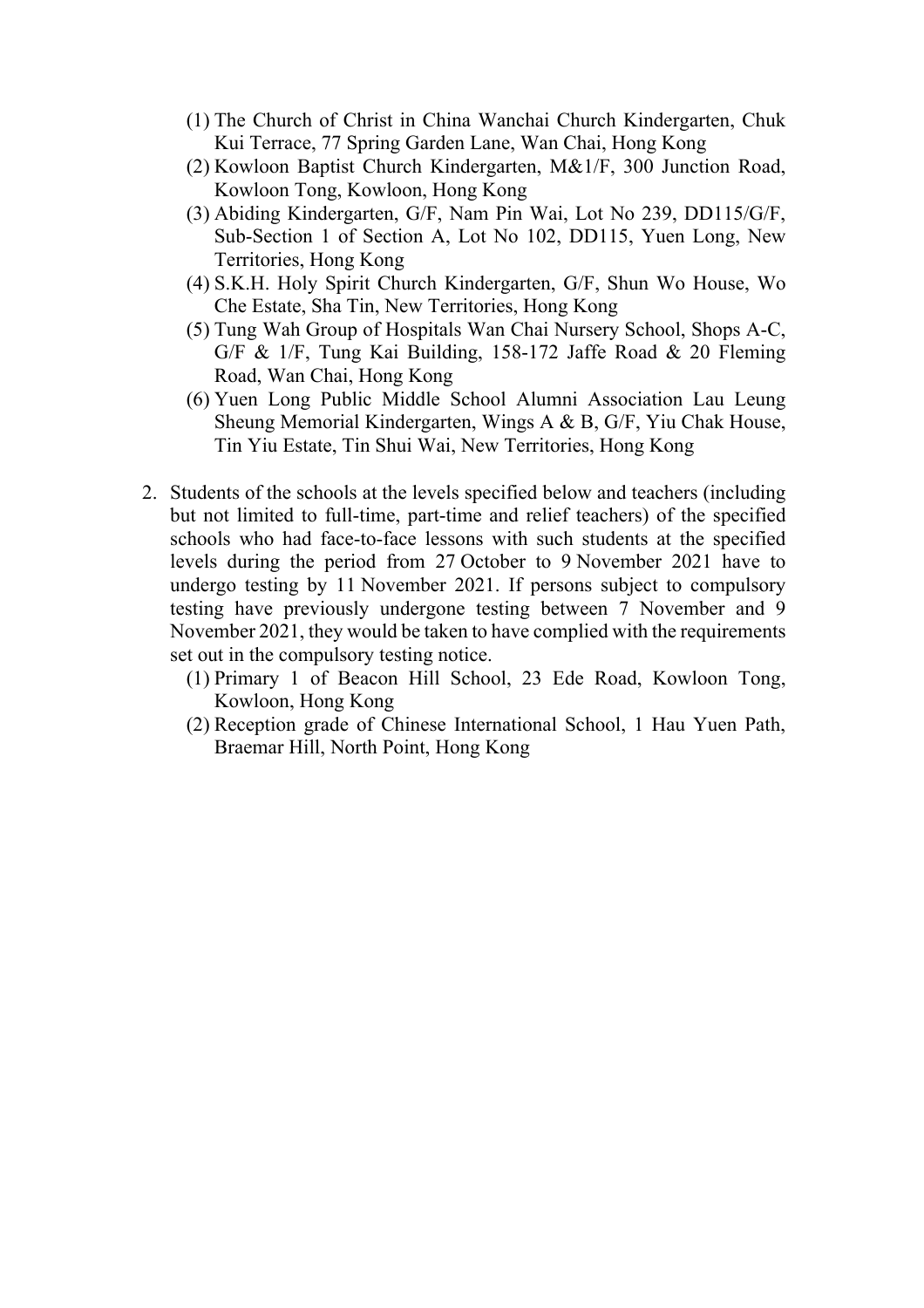(1) The Church of Christ in China Wanchai Church Kindergarten, Chuk Kui Terrace, 77 Spring Garden Lane, Wan Chai, Hong Kong
(2) Kowloon Baptist Church Kindergarten, M&1/F, 300 Junction Road, Kowloon Tong, Kowloon, Hong Kong
(3) Abiding Kindergarten, G/F, Nam Pin Wai, Lot No 239, DD115/G/F, Sub-Section 1 of Section A, Lot No 102, DD115, Yuen Long, New Territories, Hong Kong
(4) S.K.H. Holy Spirit Church Kindergarten, G/F, Shun Wo House, Wo Che Estate, Sha Tin, New Territories, Hong Kong
(5) Tung Wah Group of Hospitals Wan Chai Nursery School, Shops A-C, G/F & 1/F, Tung Kai Building, 158-172 Jaffe Road & 20 Fleming Road, Wan Chai, Hong Kong
(6) Yuen Long Public Middle School Alumni Association Lau Leung Sheung Memorial Kindergarten, Wings A & B, G/F, Yiu Chak House, Tin Yiu Estate, Tin Shui Wai, New Territories, Hong Kong

2. Students of the schools at the levels specified below and teachers (including but not limited to full-time, part-time and relief teachers) of the specified schools who had face-to-face lessons with such students at the specified levels during the period from 27 October to 9 November 2021 have to undergo testing by 11 November 2021. If persons subject to compulsory testing have previously undergone testing between 7 November and 9 November 2021, they would be taken to have complied with the requirements set out in the compulsory testing notice.
   (1) Primary 1 of Beacon Hill School, 23 Ede Road, Kowloon Tong, Kowloon, Hong Kong
   (2) Reception grade of Chinese International School, 1 Hau Yuen Path, Braemar Hill, North Point, Hong Kong